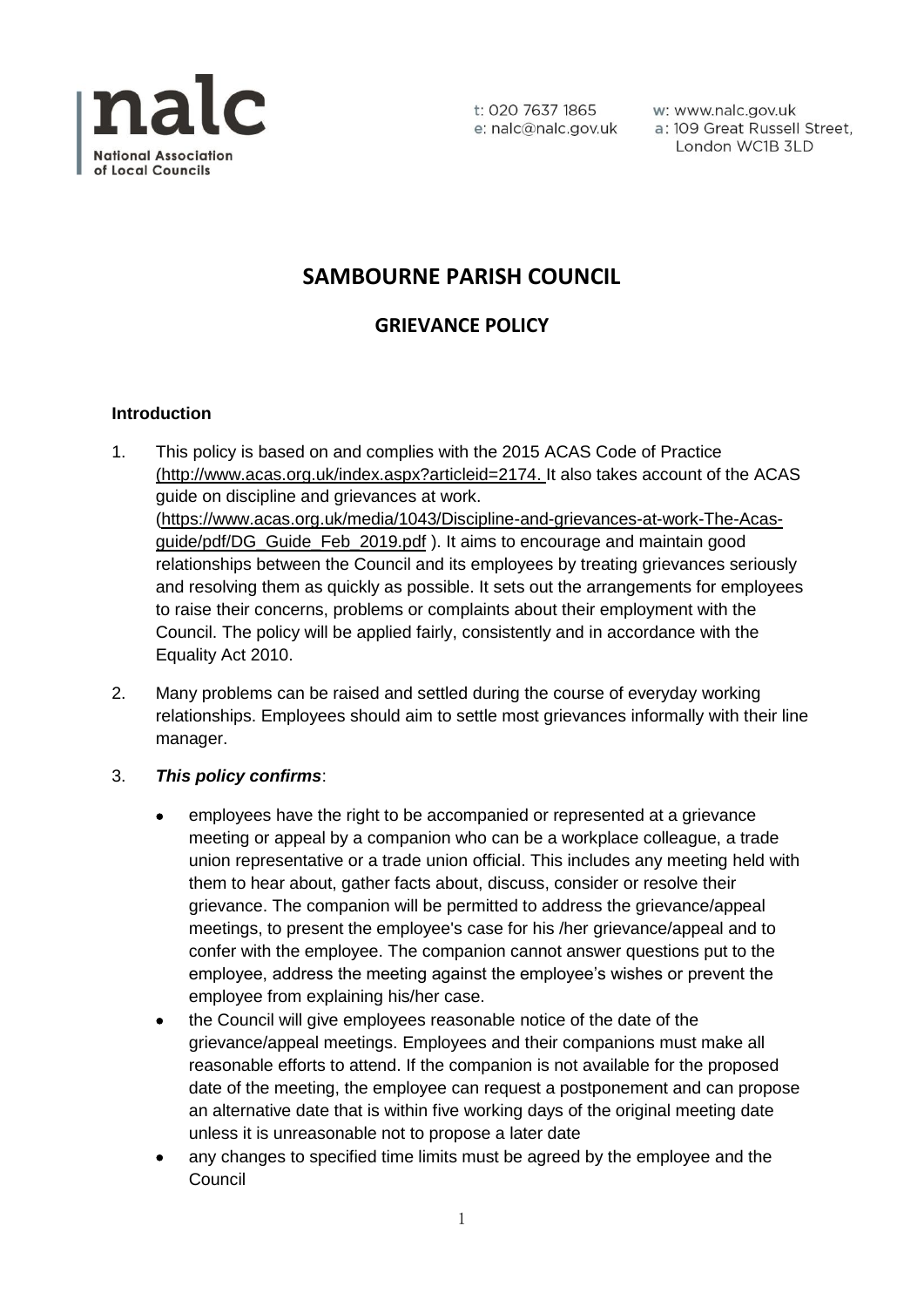# SAMBOURNE PARISH COUNCIL

## GRIEVANCE POLICY

### Introduction

1. This policy is based on and complies with the 2015 ACAS Code of Practice (http://www.acas.org.uk/index.aspx?articleid=2174. It also takes account of the ACAS guide on discipline and grievances at work. (https://www.acas.org.uk/media/1043/Discipline-and-grievances-at-work-The-Acas-guide/pdf/DG_Guide_Feb_2019.pdf ). It aims to encourage and maintain good relationships between the Council and its employees by treating grievances seriously and resolving them as quickly as possible. It sets out the arrangements for employees to raise their concerns, problems or complaints about their employment with the Council. The policy will be applied fairly, consistently and in accordance with the Equality Act 2010.

2. Many problems can be raised and settled during the course of everyday working relationships. Employees should aim to settle most grievances informally with their line manager.

3. ***This policy confirms***:

   - employees have the right to be accompanied or represented at a grievance meeting or appeal by a companion who can be a workplace colleague, a trade union representative or a trade union official. This includes any meeting held with them to hear about, gather facts about, discuss, consider or resolve their grievance. The companion will be permitted to address the grievance/appeal meetings, to present the employee's case for his /her grievance/appeal and to confer with the employee. The companion cannot answer questions put to the employee, address the meeting against the employee's wishes or prevent the employee from explaining his/her case.
   - the Council will give employees reasonable notice of the date of the grievance/appeal meetings. Employees and their companions must make all reasonable efforts to attend. If the companion is not available for the proposed date of the meeting, the employee can request a postponement and can propose an alternative date that is within five working days of the original meeting date unless it is unreasonable not to propose a later date
   - any changes to specified time limits must be agreed by the employee and the Council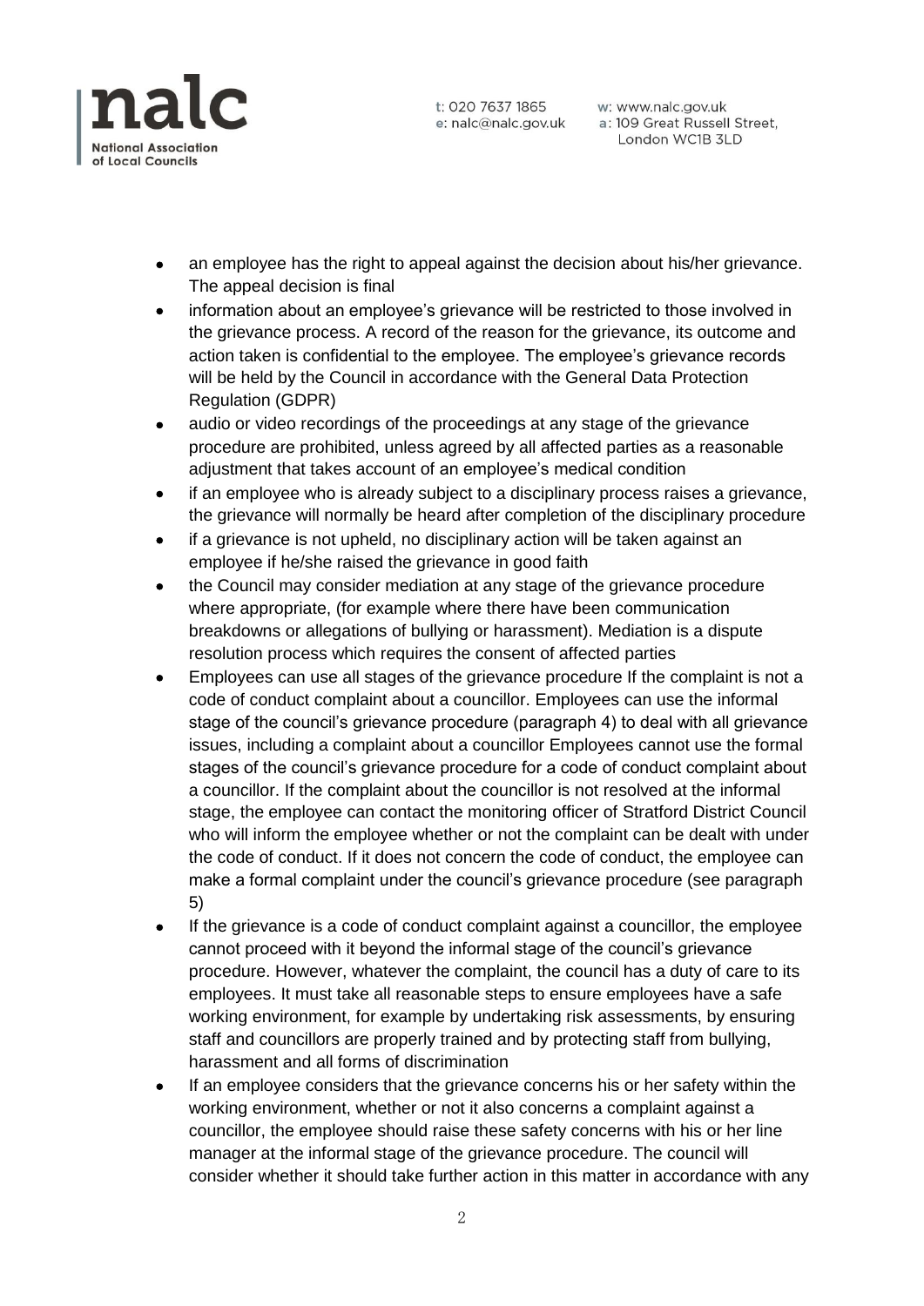- an employee has the right to appeal against the decision about his/her grievance. The appeal decision is final
- information about an employee's grievance will be restricted to those involved in the grievance process. A record of the reason for the grievance, its outcome and action taken is confidential to the employee. The employee's grievance records will be held by the Council in accordance with the General Data Protection Regulation (GDPR)
- audio or video recordings of the proceedings at any stage of the grievance procedure are prohibited, unless agreed by all affected parties as a reasonable adjustment that takes account of an employee's medical condition
- if an employee who is already subject to a disciplinary process raises a grievance, the grievance will normally be heard after completion of the disciplinary procedure
- if a grievance is not upheld, no disciplinary action will be taken against an employee if he/she raised the grievance in good faith
- the Council may consider mediation at any stage of the grievance procedure where appropriate, (for example where there have been communication breakdowns or allegations of bullying or harassment). Mediation is a dispute resolution process which requires the consent of affected parties
- Employees can use all stages of the grievance procedure If the complaint is not a code of conduct complaint about a councillor. Employees can use the informal stage of the council's grievance procedure (paragraph 4) to deal with all grievance issues, including a complaint about a councillor Employees cannot use the formal stages of the council's grievance procedure for a code of conduct complaint about a councillor. If the complaint about the councillor is not resolved at the informal stage, the employee can contact the monitoring officer of Stratford District Council who will inform the employee whether or not the complaint can be dealt with under the code of conduct. If it does not concern the code of conduct, the employee can make a formal complaint under the council's grievance procedure (see paragraph 5)
- If the grievance is a code of conduct complaint against a councillor, the employee cannot proceed with it beyond the informal stage of the council's grievance procedure. However, whatever the complaint, the council has a duty of care to its employees. It must take all reasonable steps to ensure employees have a safe working environment, for example by undertaking risk assessments, by ensuring staff and councillors are properly trained and by protecting staff from bullying, harassment and all forms of discrimination
- If an employee considers that the grievance concerns his or her safety within the working environment, whether or not it also concerns a complaint against a councillor, the employee should raise these safety concerns with his or her line manager at the informal stage of the grievance procedure. The council will consider whether it should take further action in this matter in accordance with any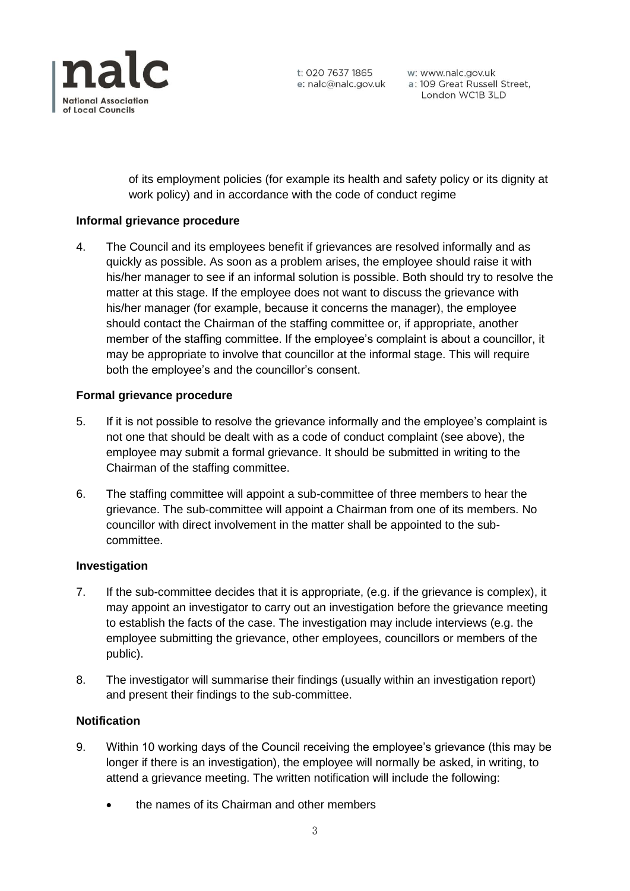of its employment policies (for example its health and safety policy or its dignity at work policy) and in accordance with the code of conduct regime

**Informal grievance procedure**

4. The Council and its employees benefit if grievances are resolved informally and as quickly as possible. As soon as a problem arises, the employee should raise it with his/her manager to see if an informal solution is possible. Both should try to resolve the matter at this stage. If the employee does not want to discuss the grievance with his/her manager (for example, because it concerns the manager), the employee should contact the Chairman of the staffing committee or, if appropriate, another member of the staffing committee. If the employee's complaint is about a councillor, it may be appropriate to involve that councillor at the informal stage. This will require both the employee's and the councillor's consent.

**Formal grievance procedure**

5. If it is not possible to resolve the grievance informally and the employee's complaint is not one that should be dealt with as a code of conduct complaint (see above), the employee may submit a formal grievance. It should be submitted in writing to the Chairman of the staffing committee.

6. The staffing committee will appoint a sub-committee of three members to hear the grievance. The sub-committee will appoint a Chairman from one of its members. No councillor with direct involvement in the matter shall be appointed to the sub-committee.

**Investigation**

7. If the sub-committee decides that it is appropriate, (e.g. if the grievance is complex), it may appoint an investigator to carry out an investigation before the grievance meeting to establish the facts of the case. The investigation may include interviews (e.g. the employee submitting the grievance, other employees, councillors or members of the public).

8. The investigator will summarise their findings (usually within an investigation report) and present their findings to the sub-committee.

**Notification**

9. Within 10 working days of the Council receiving the employee's grievance (this may be longer if there is an investigation), the employee will normally be asked, in writing, to attend a grievance meeting. The written notification will include the following:

   - the names of its Chairman and other members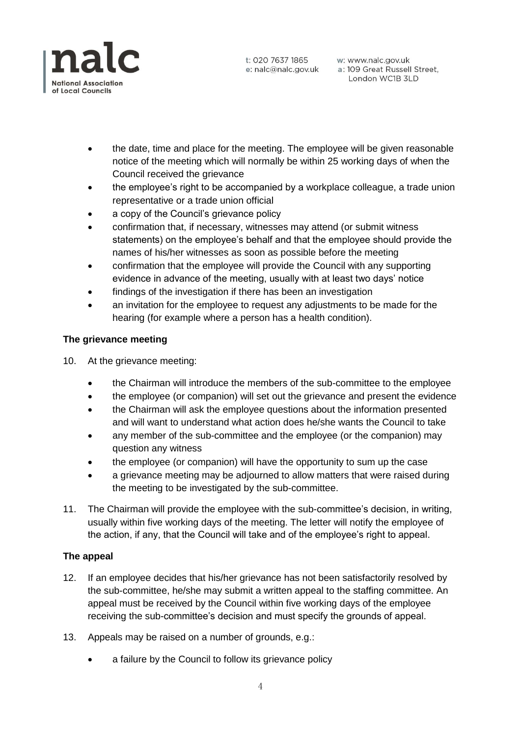- the date, time and place for the meeting. The employee will be given reasonable notice of the meeting which will normally be within 25 working days of when the Council received the grievance
- the employee's right to be accompanied by a workplace colleague, a trade union representative or a trade union official
- a copy of the Council's grievance policy
- confirmation that, if necessary, witnesses may attend (or submit witness statements) on the employee's behalf and that the employee should provide the names of his/her witnesses as soon as possible before the meeting
- confirmation that the employee will provide the Council with any supporting evidence in advance of the meeting, usually with at least two days' notice
- findings of the investigation if there has been an investigation
- an invitation for the employee to request any adjustments to be made for the hearing (for example where a person has a health condition).

**The grievance meeting**

10. At the grievance meeting:
    - the Chairman will introduce the members of the sub-committee to the employee
    - the employee (or companion) will set out the grievance and present the evidence
    - the Chairman will ask the employee questions about the information presented and will want to understand what action does he/she wants the Council to take
    - any member of the sub-committee and the employee (or the companion) may question any witness
    - the employee (or companion) will have the opportunity to sum up the case
    - a grievance meeting may be adjourned to allow matters that were raised during the meeting to be investigated by the sub-committee.

11. The Chairman will provide the employee with the sub-committee's decision, in writing, usually within five working days of the meeting. The letter will notify the employee of the action, if any, that the Council will take and of the employee's right to appeal.

**The appeal**

12. If an employee decides that his/her grievance has not been satisfactorily resolved by the sub-committee, he/she may submit a written appeal to the staffing committee. An appeal must be received by the Council within five working days of the employee receiving the sub-committee's decision and must specify the grounds of appeal.

13. Appeals may be raised on a number of grounds, e.g.:
    - a failure by the Council to follow its grievance policy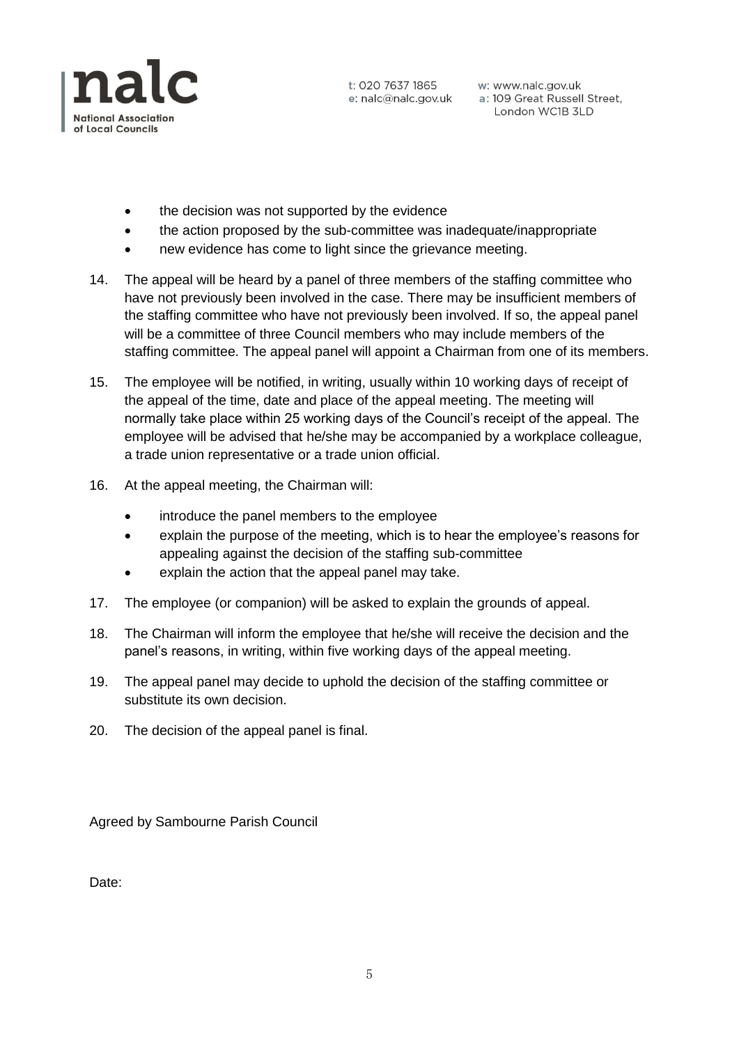- the decision was not supported by the evidence
- the action proposed by the sub-committee was inadequate/inappropriate
- new evidence has come to light since the grievance meeting.

14. The appeal will be heard by a panel of three members of the staffing committee who have not previously been involved in the case. There may be insufficient members of the staffing committee who have not previously been involved. If so, the appeal panel will be a committee of three Council members who may include members of the staffing committee. The appeal panel will appoint a Chairman from one of its members.

15. The employee will be notified, in writing, usually within 10 working days of receipt of the appeal of the time, date and place of the appeal meeting. The meeting will normally take place within 25 working days of the Council's receipt of the appeal. The employee will be advised that he/she may be accompanied by a workplace colleague, a trade union representative or a trade union official.

16. At the appeal meeting, the Chairman will:
    - introduce the panel members to the employee
    - explain the purpose of the meeting, which is to hear the employee's reasons for appealing against the decision of the staffing sub-committee
    - explain the action that the appeal panel may take.

17. The employee (or companion) will be asked to explain the grounds of appeal.

18. The Chairman will inform the employee that he/she will receive the decision and the panel's reasons, in writing, within five working days of the appeal meeting.

19. The appeal panel may decide to uphold the decision of the staffing committee or substitute its own decision.

20. The decision of the appeal panel is final.

Agreed by Sambourne Parish Council

Date: